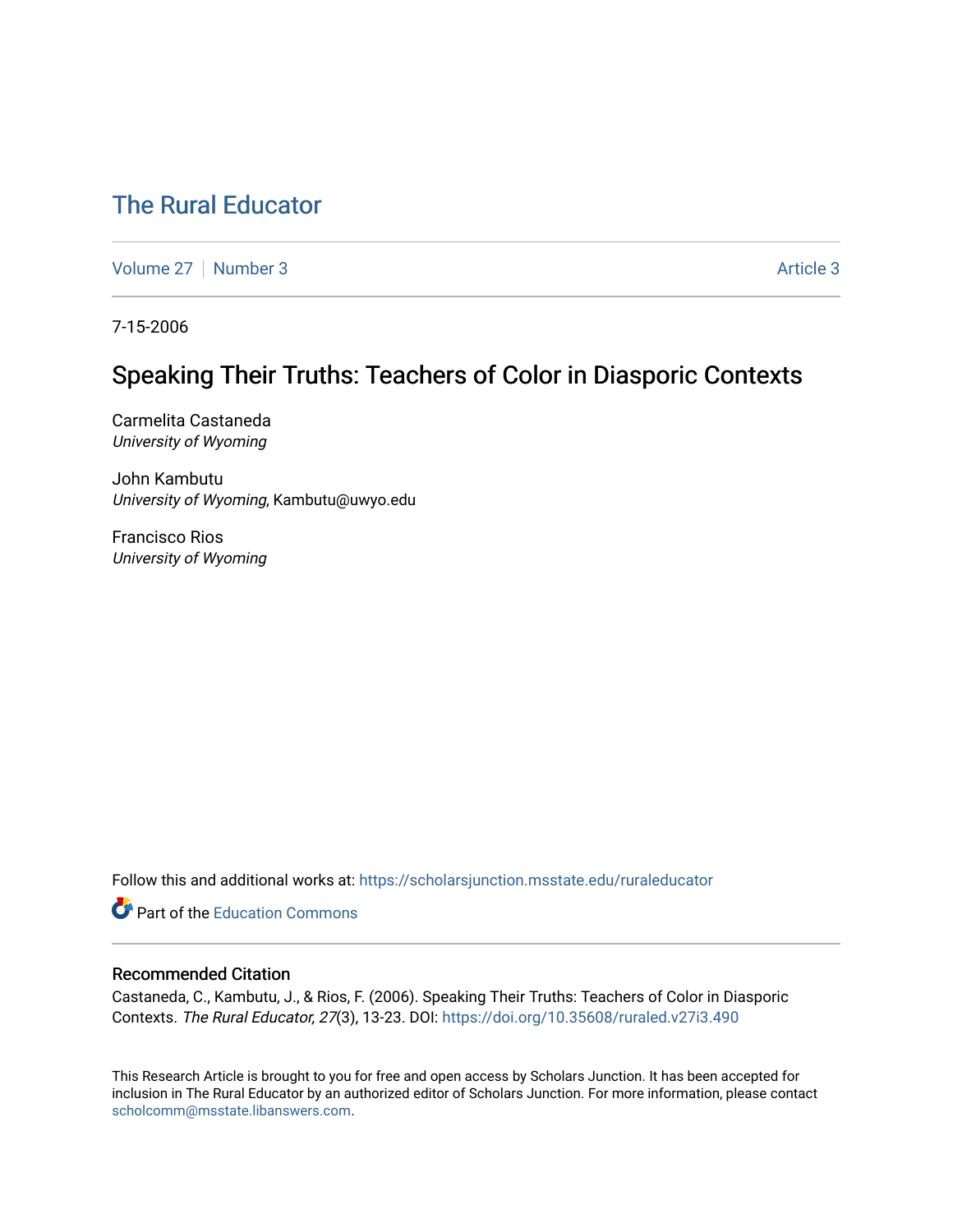# The Rural Educator

Volume 27 | Number 3 | Article 3

7-15-2006

## Speaking Their Truths: Teachers of Color in Diasporic Contexts

Carmelita Castaneda
*University of Wyoming*

John Kambutu
*University of Wyoming*, Kambutu@uwyo.edu

Francisco Rios
*University of Wyoming*

Follow this and additional works at: https://scholarsjunction.msstate.edu/ruraleducator

Part of the Education Commons

### Recommended Citation

Castaneda, C., Kambutu, J., & Rios, F. (2006). Speaking Their Truths: Teachers of Color in Diasporic Contexts. *The Rural Educator, 27*(3), 13-23. DOI: https://doi.org/10.35608/ruraled.v27i3.490

This Research Article is brought to you for free and open access by Scholars Junction. It has been accepted for inclusion in The Rural Educator by an authorized editor of Scholars Junction. For more information, please contact scholcomm@msstate.libanswers.com.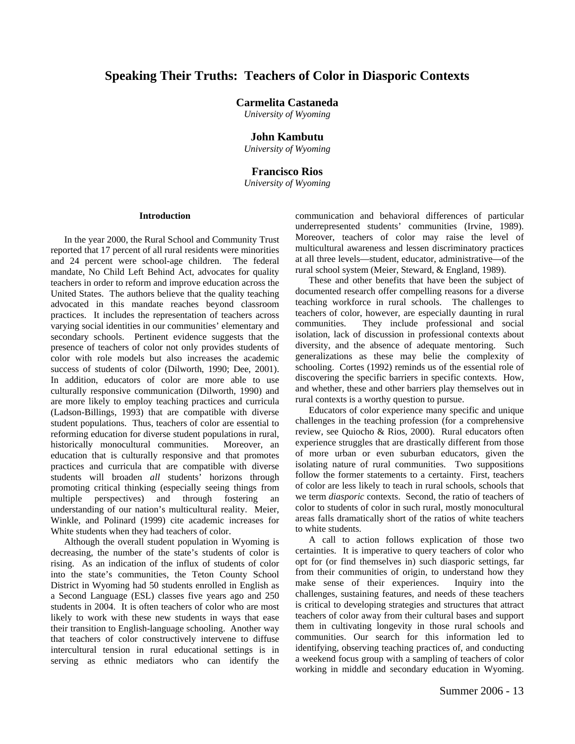# Speaking Their Truths: Teachers of Color in Diasporic Contexts

**Carmelita Castaneda**
*University of Wyoming*

**John Kambutu**
*University of Wyoming*

**Francisco Rios**
*University of Wyoming*

### Introduction

In the year 2000, the Rural School and Community Trust reported that 17 percent of all rural residents were minorities and 24 percent were school-age children. The federal mandate, No Child Left Behind Act, advocates for quality teachers in order to reform and improve education across the United States. The authors believe that the quality teaching advocated in this mandate reaches beyond classroom practices. It includes the representation of teachers across varying social identities in our communities' elementary and secondary schools. Pertinent evidence suggests that the presence of teachers of color not only provides students of color with role models but also increases the academic success of students of color (Dilworth, 1990; Dee, 2001). In addition, educators of color are more able to use culturally responsive communication (Dilworth, 1990) and are more likely to employ teaching practices and curricula (Ladson-Billings, 1993) that are compatible with diverse student populations. Thus, teachers of color are essential to reforming education for diverse student populations in rural, historically monocultural communities. Moreover, an education that is culturally responsive and that promotes practices and curricula that are compatible with diverse students will broaden *all* students' horizons through promoting critical thinking (especially seeing things from multiple perspectives) and through fostering an understanding of our nation's multicultural reality. Meier, Winkle, and Polinard (1999) cite academic increases for White students when they had teachers of color.

Although the overall student population in Wyoming is decreasing, the number of the state's students of color is rising. As an indication of the influx of students of color into the state's communities, the Teton County School District in Wyoming had 50 students enrolled in English as a Second Language (ESL) classes five years ago and 250 students in 2004. It is often teachers of color who are most likely to work with these new students in ways that ease their transition to English-language schooling. Another way that teachers of color constructively intervene to diffuse intercultural tension in rural educational settings is in serving as ethnic mediators who can identify the communication and behavioral differences of particular underrepresented students' communities (Irvine, 1989). Moreover, teachers of color may raise the level of multicultural awareness and lessen discriminatory practices at all three levels—student, educator, administrative—of the rural school system (Meier, Steward, & England, 1989).

These and other benefits that have been the subject of documented research offer compelling reasons for a diverse teaching workforce in rural schools. The challenges to teachers of color, however, are especially daunting in rural communities. They include professional and social isolation, lack of discussion in professional contexts about diversity, and the absence of adequate mentoring. Such generalizations as these may belie the complexity of schooling. Cortes (1992) reminds us of the essential role of discovering the specific barriers in specific contexts. How, and whether, these and other barriers play themselves out in rural contexts is a worthy question to pursue.

Educators of color experience many specific and unique challenges in the teaching profession (for a comprehensive review, see Quiocho & Rios, 2000). Rural educators often experience struggles that are drastically different from those of more urban or even suburban educators, given the isolating nature of rural communities. Two suppositions follow the former statements to a certainty. First, teachers of color are less likely to teach in rural schools, schools that we term *diasporic* contexts. Second, the ratio of teachers of color to students of color in such rural, mostly monocultural areas falls dramatically short of the ratios of white teachers to white students.

A call to action follows explication of those two certainties. It is imperative to query teachers of color who opt for (or find themselves in) such diasporic settings, far from their communities of origin, to understand how they make sense of their experiences. Inquiry into the challenges, sustaining features, and needs of these teachers is critical to developing strategies and structures that attract teachers of color away from their cultural bases and support them in cultivating longevity in those rural schools and communities. Our search for this information led to identifying, observing teaching practices of, and conducting a weekend focus group with a sampling of teachers of color working in middle and secondary education in Wyoming.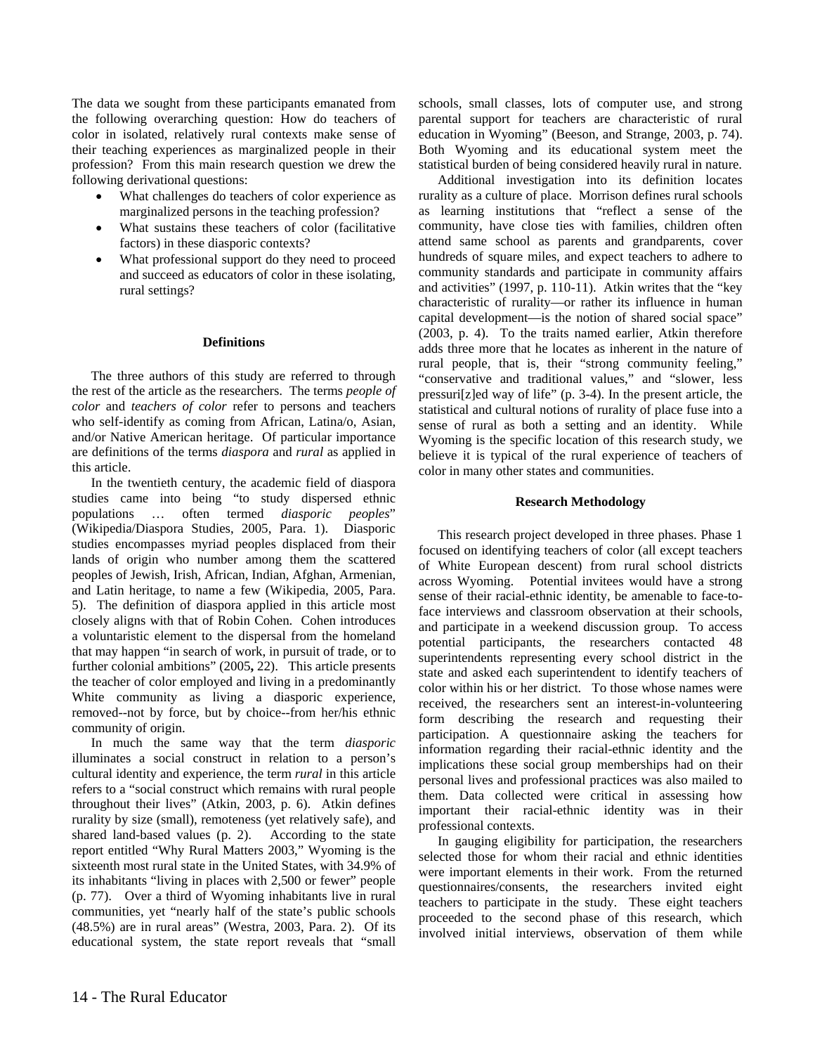The data we sought from these participants emanated from the following overarching question: How do teachers of color in isolated, relatively rural contexts make sense of their teaching experiences as marginalized people in their profession? From this main research question we drew the following derivational questions:

- What challenges do teachers of color experience as marginalized persons in the teaching profession?
- What sustains these teachers of color (facilitative factors) in these diasporic contexts?
- What professional support do they need to proceed and succeed as educators of color in these isolating, rural settings?

### Definitions

The three authors of this study are referred to through the rest of the article as the researchers. The terms *people of color* and *teachers of color* refer to persons and teachers who self-identify as coming from African, Latina/o, Asian, and/or Native American heritage. Of particular importance are definitions of the terms *diaspora* and *rural* as applied in this article.

In the twentieth century, the academic field of diaspora studies came into being "to study dispersed ethnic populations … often termed *diasporic peoples*" (Wikipedia/Diaspora Studies, 2005, Para. 1). Diasporic studies encompasses myriad peoples displaced from their lands of origin who number among them the scattered peoples of Jewish, Irish, African, Indian, Afghan, Armenian, and Latin heritage, to name a few (Wikipedia, 2005, Para. 5). The definition of diaspora applied in this article most closely aligns with that of Robin Cohen. Cohen introduces a voluntaristic element to the dispersal from the homeland that may happen "in search of work, in pursuit of trade, or to further colonial ambitions" (2005**,** 22). This article presents the teacher of color employed and living in a predominantly White community as living a diasporic experience, removed--not by force, but by choice--from her/his ethnic community of origin.

In much the same way that the term *diasporic* illuminates a social construct in relation to a person's cultural identity and experience, the term *rural* in this article refers to a "social construct which remains with rural people throughout their lives" (Atkin, 2003, p. 6). Atkin defines rurality by size (small), remoteness (yet relatively safe), and shared land-based values (p. 2). According to the state report entitled "Why Rural Matters 2003," Wyoming is the sixteenth most rural state in the United States, with 34.9% of its inhabitants "living in places with 2,500 or fewer" people (p. 77). Over a third of Wyoming inhabitants live in rural communities, yet "nearly half of the state's public schools (48.5%) are in rural areas" (Westra, 2003, Para. 2). Of its educational system, the state report reveals that "small schools, small classes, lots of computer use, and strong parental support for teachers are characteristic of rural education in Wyoming" (Beeson, and Strange, 2003, p. 74). Both Wyoming and its educational system meet the statistical burden of being considered heavily rural in nature.

Additional investigation into its definition locates rurality as a culture of place. Morrison defines rural schools as learning institutions that "reflect a sense of the community, have close ties with families, children often attend same school as parents and grandparents, cover hundreds of square miles, and expect teachers to adhere to community standards and participate in community affairs and activities" (1997, p. 110-11). Atkin writes that the "key characteristic of rurality—or rather its influence in human capital development—is the notion of shared social space" (2003, p. 4). To the traits named earlier, Atkin therefore adds three more that he locates as inherent in the nature of rural people, that is, their "strong community feeling," "conservative and traditional values," and "slower, less pressuri[z]ed way of life" (p. 3-4). In the present article, the statistical and cultural notions of rurality of place fuse into a sense of rural as both a setting and an identity. While Wyoming is the specific location of this research study, we believe it is typical of the rural experience of teachers of color in many other states and communities.

### Research Methodology

This research project developed in three phases. Phase 1 focused on identifying teachers of color (all except teachers of White European descent) from rural school districts across Wyoming. Potential invitees would have a strong sense of their racial-ethnic identity, be amenable to face-to-face interviews and classroom observation at their schools, and participate in a weekend discussion group. To access potential participants, the researchers contacted 48 superintendents representing every school district in the state and asked each superintendent to identify teachers of color within his or her district. To those whose names were received, the researchers sent an interest-in-volunteering form describing the research and requesting their participation. A questionnaire asking the teachers for information regarding their racial-ethnic identity and the implications these social group memberships had on their personal lives and professional practices was also mailed to them. Data collected were critical in assessing how important their racial-ethnic identity was in their professional contexts.

In gauging eligibility for participation, the researchers selected those for whom their racial and ethnic identities were important elements in their work. From the returned questionnaires/consents, the researchers invited eight teachers to participate in the study. These eight teachers proceeded to the second phase of this research, which involved initial interviews, observation of them while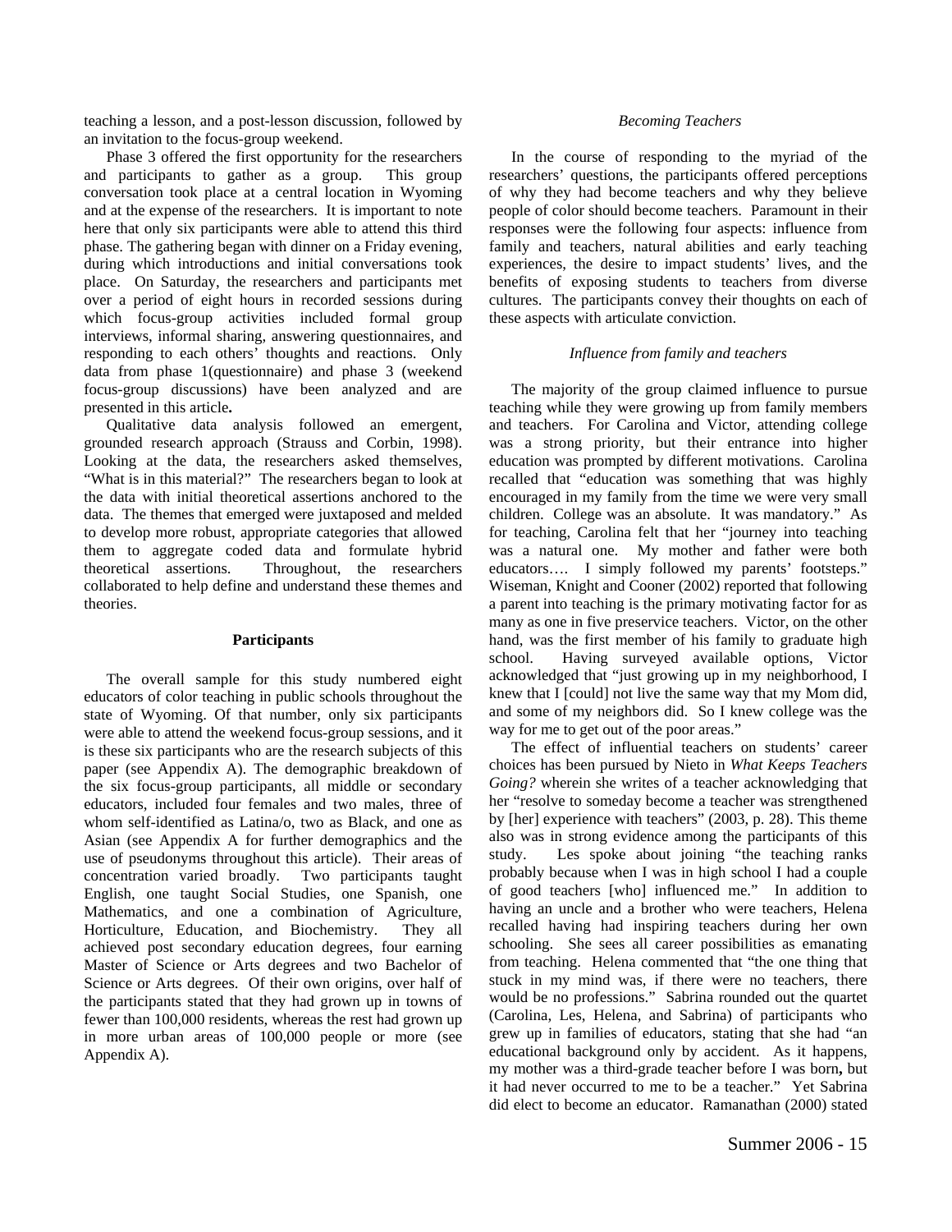teaching a lesson, and a post-lesson discussion, followed by an invitation to the focus-group weekend.

Phase 3 offered the first opportunity for the researchers and participants to gather as a group. This group conversation took place at a central location in Wyoming and at the expense of the researchers. It is important to note here that only six participants were able to attend this third phase. The gathering began with dinner on a Friday evening, during which introductions and initial conversations took place. On Saturday, the researchers and participants met over a period of eight hours in recorded sessions during which focus-group activities included formal group interviews, informal sharing, answering questionnaires, and responding to each others' thoughts and reactions. Only data from phase 1(questionnaire) and phase 3 (weekend focus-group discussions) have been analyzed and are presented in this article**.**

Qualitative data analysis followed an emergent, grounded research approach (Strauss and Corbin, 1998). Looking at the data, the researchers asked themselves, "What is in this material?" The researchers began to look at the data with initial theoretical assertions anchored to the data. The themes that emerged were juxtaposed and melded to develop more robust, appropriate categories that allowed them to aggregate coded data and formulate hybrid theoretical assertions. Throughout, the researchers collaborated to help define and understand these themes and theories.

### Participants

The overall sample for this study numbered eight educators of color teaching in public schools throughout the state of Wyoming. Of that number, only six participants were able to attend the weekend focus-group sessions, and it is these six participants who are the research subjects of this paper (see Appendix A). The demographic breakdown of the six focus-group participants, all middle or secondary educators, included four females and two males, three of whom self-identified as Latina/o, two as Black, and one as Asian (see Appendix A for further demographics and the use of pseudonyms throughout this article). Their areas of concentration varied broadly. Two participants taught English, one taught Social Studies, one Spanish, one Mathematics, and one a combination of Agriculture, Horticulture, Education, and Biochemistry. They all achieved post secondary education degrees, four earning Master of Science or Arts degrees and two Bachelor of Science or Arts degrees. Of their own origins, over half of the participants stated that they had grown up in towns of fewer than 100,000 residents, whereas the rest had grown up in more urban areas of 100,000 people or more (see Appendix A).

### *Becoming Teachers*

In the course of responding to the myriad of the researchers' questions, the participants offered perceptions of why they had become teachers and why they believe people of color should become teachers. Paramount in their responses were the following four aspects: influence from family and teachers, natural abilities and early teaching experiences, the desire to impact students' lives, and the benefits of exposing students to teachers from diverse cultures. The participants convey their thoughts on each of these aspects with articulate conviction.

#### *Influence from family and teachers*

The majority of the group claimed influence to pursue teaching while they were growing up from family members and teachers. For Carolina and Victor, attending college was a strong priority, but their entrance into higher education was prompted by different motivations. Carolina recalled that "education was something that was highly encouraged in my family from the time we were very small children. College was an absolute. It was mandatory." As for teaching, Carolina felt that her "journey into teaching was a natural one. My mother and father were both educators…. I simply followed my parents' footsteps." Wiseman, Knight and Cooner (2002) reported that following a parent into teaching is the primary motivating factor for as many as one in five preservice teachers. Victor, on the other hand, was the first member of his family to graduate high school. Having surveyed available options, Victor acknowledged that "just growing up in my neighborhood, I knew that I [could] not live the same way that my Mom did, and some of my neighbors did. So I knew college was the way for me to get out of the poor areas."

The effect of influential teachers on students' career choices has been pursued by Nieto in *What Keeps Teachers Going?* wherein she writes of a teacher acknowledging that her "resolve to someday become a teacher was strengthened by [her] experience with teachers" (2003, p. 28). This theme also was in strong evidence among the participants of this study. Les spoke about joining "the teaching ranks probably because when I was in high school I had a couple of good teachers [who] influenced me." In addition to having an uncle and a brother who were teachers, Helena recalled having had inspiring teachers during her own schooling. She sees all career possibilities as emanating from teaching. Helena commented that "the one thing that stuck in my mind was, if there were no teachers, there would be no professions." Sabrina rounded out the quartet (Carolina, Les, Helena, and Sabrina) of participants who grew up in families of educators, stating that she had "an educational background only by accident. As it happens, my mother was a third-grade teacher before I was born**,** but it had never occurred to me to be a teacher." Yet Sabrina did elect to become an educator. Ramanathan (2000) stated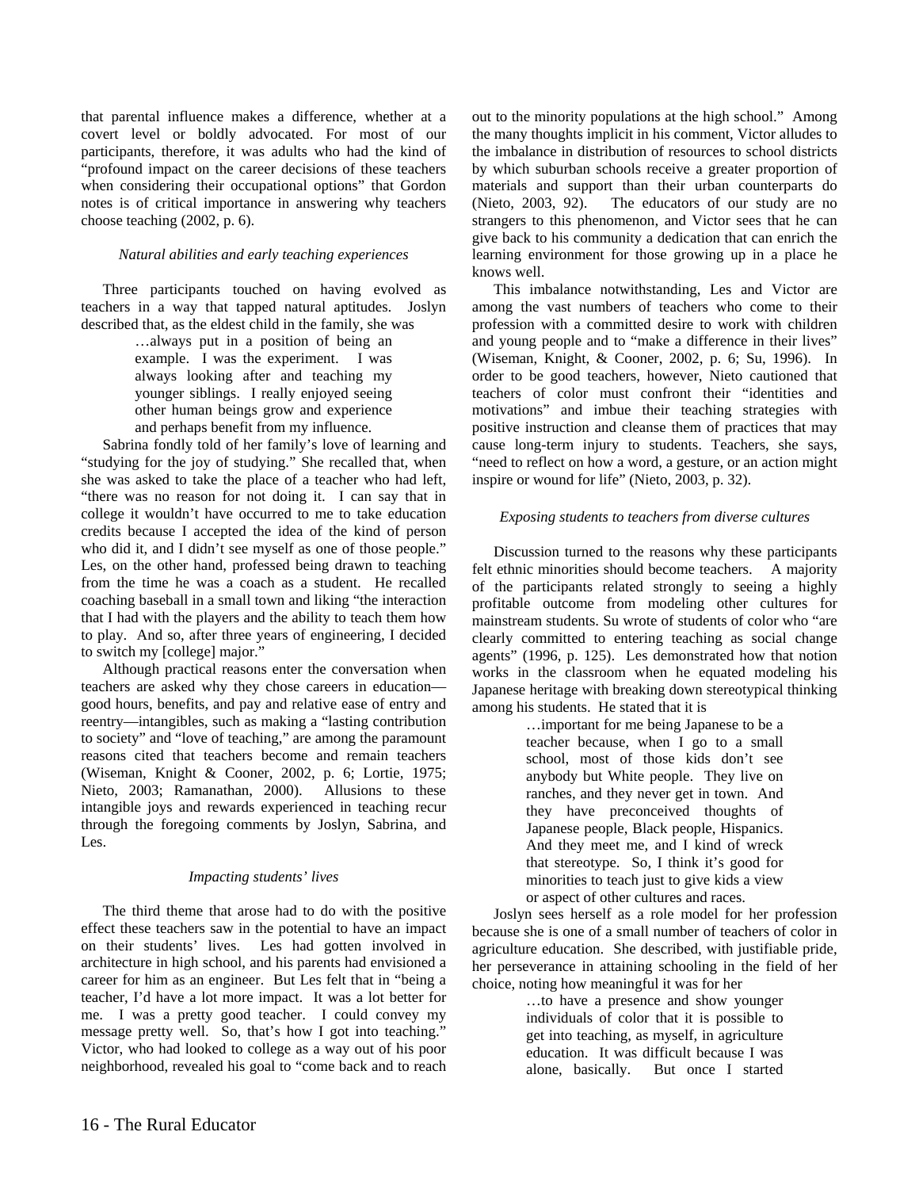that parental influence makes a difference, whether at a covert level or boldly advocated. For most of our participants, therefore, it was adults who had the kind of "profound impact on the career decisions of these teachers when considering their occupational options" that Gordon notes is of critical importance in answering why teachers choose teaching (2002, p. 6).

### *Natural abilities and early teaching experiences*

Three participants touched on having evolved as teachers in a way that tapped natural aptitudes. Joslyn described that, as the eldest child in the family, she was

> …always put in a position of being an example. I was the experiment. I was always looking after and teaching my younger siblings. I really enjoyed seeing other human beings grow and experience and perhaps benefit from my influence.

Sabrina fondly told of her family's love of learning and "studying for the joy of studying." She recalled that, when she was asked to take the place of a teacher who had left, "there was no reason for not doing it. I can say that in college it wouldn't have occurred to me to take education credits because I accepted the idea of the kind of person who did it, and I didn't see myself as one of those people." Les, on the other hand, professed being drawn to teaching from the time he was a coach as a student. He recalled coaching baseball in a small town and liking "the interaction that I had with the players and the ability to teach them how to play. And so, after three years of engineering, I decided to switch my [college] major."

Although practical reasons enter the conversation when teachers are asked why they chose careers in education—good hours, benefits, and pay and relative ease of entry and reentry—intangibles, such as making a "lasting contribution to society" and "love of teaching," are among the paramount reasons cited that teachers become and remain teachers (Wiseman, Knight & Cooner, 2002, p. 6; Lortie, 1975; Nieto, 2003; Ramanathan, 2000). Allusions to these intangible joys and rewards experienced in teaching recur through the foregoing comments by Joslyn, Sabrina, and Les.

### *Impacting students' lives*

The third theme that arose had to do with the positive effect these teachers saw in the potential to have an impact on their students' lives. Les had gotten involved in architecture in high school, and his parents had envisioned a career for him as an engineer. But Les felt that in "being a teacher, I'd have a lot more impact. It was a lot better for me. I was a pretty good teacher. I could convey my message pretty well. So, that's how I got into teaching." Victor, who had looked to college as a way out of his poor neighborhood, revealed his goal to "come back and to reach out to the minority populations at the high school." Among the many thoughts implicit in his comment, Victor alludes to the imbalance in distribution of resources to school districts by which suburban schools receive a greater proportion of materials and support than their urban counterparts do (Nieto, 2003, 92). The educators of our study are no strangers to this phenomenon, and Victor sees that he can give back to his community a dedication that can enrich the learning environment for those growing up in a place he knows well.

This imbalance notwithstanding, Les and Victor are among the vast numbers of teachers who come to their profession with a committed desire to work with children and young people and to "make a difference in their lives" (Wiseman, Knight, & Cooner, 2002, p. 6; Su, 1996). In order to be good teachers, however, Nieto cautioned that teachers of color must confront their "identities and motivations" and imbue their teaching strategies with positive instruction and cleanse them of practices that may cause long-term injury to students. Teachers, she says, "need to reflect on how a word, a gesture, or an action might inspire or wound for life" (Nieto, 2003, p. 32).

### *Exposing students to teachers from diverse cultures*

Discussion turned to the reasons why these participants felt ethnic minorities should become teachers. A majority of the participants related strongly to seeing a highly profitable outcome from modeling other cultures for mainstream students. Su wrote of students of color who "are clearly committed to entering teaching as social change agents" (1996, p. 125). Les demonstrated how that notion works in the classroom when he equated modeling his Japanese heritage with breaking down stereotypical thinking among his students. He stated that it is

> …important for me being Japanese to be a teacher because, when I go to a small school, most of those kids don't see anybody but White people. They live on ranches, and they never get in town. And they have preconceived thoughts of Japanese people, Black people, Hispanics. And they meet me, and I kind of wreck that stereotype. So, I think it's good for minorities to teach just to give kids a view or aspect of other cultures and races.

Joslyn sees herself as a role model for her profession because she is one of a small number of teachers of color in agriculture education. She described, with justifiable pride, her perseverance in attaining schooling in the field of her choice, noting how meaningful it was for her

> …to have a presence and show younger individuals of color that it is possible to get into teaching, as myself, in agriculture education. It was difficult because I was alone, basically. But once I started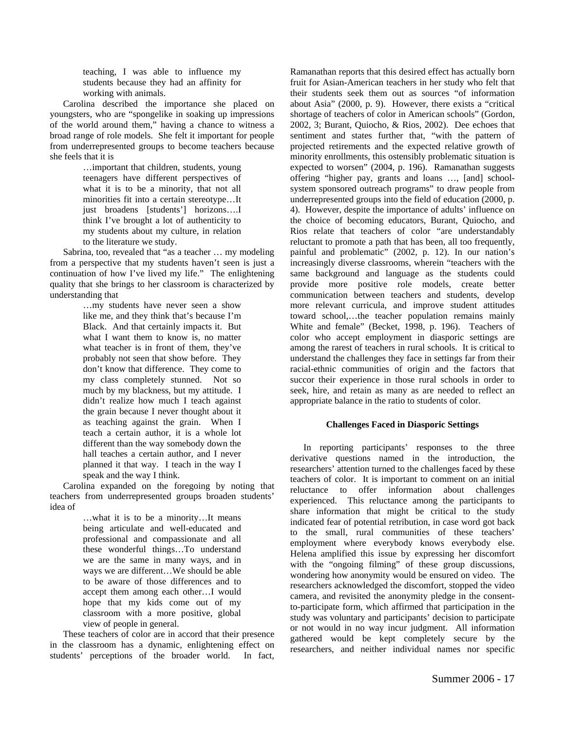> teaching, I was able to influence my students because they had an affinity for working with animals.

Carolina described the importance she placed on youngsters, who are "spongelike in soaking up impressions of the world around them," having a chance to witness a broad range of role models. She felt it important for people from underrepresented groups to become teachers because she feels that it is

> …important that children, students, young teenagers have different perspectives of what it is to be a minority, that not all minorities fit into a certain stereotype…It just broadens [students'] horizons….I think I've brought a lot of authenticity to my students about my culture, in relation to the literature we study.

Sabrina, too, revealed that "as a teacher … my modeling from a perspective that my students haven't seen is just a continuation of how I've lived my life." The enlightening quality that she brings to her classroom is characterized by understanding that

> …my students have never seen a show like me, and they think that's because I'm Black. And that certainly impacts it. But what I want them to know is, no matter what teacher is in front of them, they've probably not seen that show before. They don't know that difference. They come to my class completely stunned. Not so much by my blackness, but my attitude. I didn't realize how much I teach against the grain because I never thought about it as teaching against the grain. When I teach a certain author, it is a whole lot different than the way somebody down the hall teaches a certain author, and I never planned it that way. I teach in the way I speak and the way I think.

Carolina expanded on the foregoing by noting that teachers from underrepresented groups broaden students' idea of

> …what it is to be a minority…It means being articulate and well-educated and professional and compassionate and all these wonderful things…To understand we are the same in many ways, and in ways we are different…We should be able to be aware of those differences and to accept them among each other…I would hope that my kids come out of my classroom with a more positive, global view of people in general.

These teachers of color are in accord that their presence in the classroom has a dynamic, enlightening effect on students' perceptions of the broader world. In fact, Ramanathan reports that this desired effect has actually born fruit for Asian-American teachers in her study who felt that their students seek them out as sources "of information about Asia" (2000, p. 9). However, there exists a "critical shortage of teachers of color in American schools" (Gordon, 2002, 3; Burant, Quiocho, & Rios, 2002). Dee echoes that sentiment and states further that, "with the pattern of projected retirements and the expected relative growth of minority enrollments, this ostensibly problematic situation is expected to worsen" (2004, p. 196). Ramanathan suggests offering "higher pay, grants and loans …, [and] school-system sponsored outreach programs" to draw people from underrepresented groups into the field of education (2000, p. 4). However, despite the importance of adults' influence on the choice of becoming educators, Burant, Quiocho, and Rios relate that teachers of color "are understandably reluctant to promote a path that has been, all too frequently, painful and problematic" (2002, p. 12). In our nation's increasingly diverse classrooms, wherein "teachers with the same background and language as the students could provide more positive role models, create better communication between teachers and students, develop more relevant curricula, and improve student attitudes toward school,…the teacher population remains mainly White and female" (Becket, 1998, p. 196). Teachers of color who accept employment in diasporic settings are among the rarest of teachers in rural schools. It is critical to understand the challenges they face in settings far from their racial-ethnic communities of origin and the factors that succor their experience in those rural schools in order to seek, hire, and retain as many as are needed to reflect an appropriate balance in the ratio to students of color.

### Challenges Faced in Diasporic Settings

In reporting participants' responses to the three derivative questions named in the introduction, the researchers' attention turned to the challenges faced by these teachers of color. It is important to comment on an initial reluctance to offer information about challenges experienced. This reluctance among the participants to share information that might be critical to the study indicated fear of potential retribution, in case word got back to the small, rural communities of these teachers' employment where everybody knows everybody else. Helena amplified this issue by expressing her discomfort with the "ongoing filming" of these group discussions, wondering how anonymity would be ensured on video. The researchers acknowledged the discomfort, stopped the video camera, and revisited the anonymity pledge in the consent-to-participate form, which affirmed that participation in the study was voluntary and participants' decision to participate or not would in no way incur judgment. All information gathered would be kept completely secure by the researchers, and neither individual names nor specific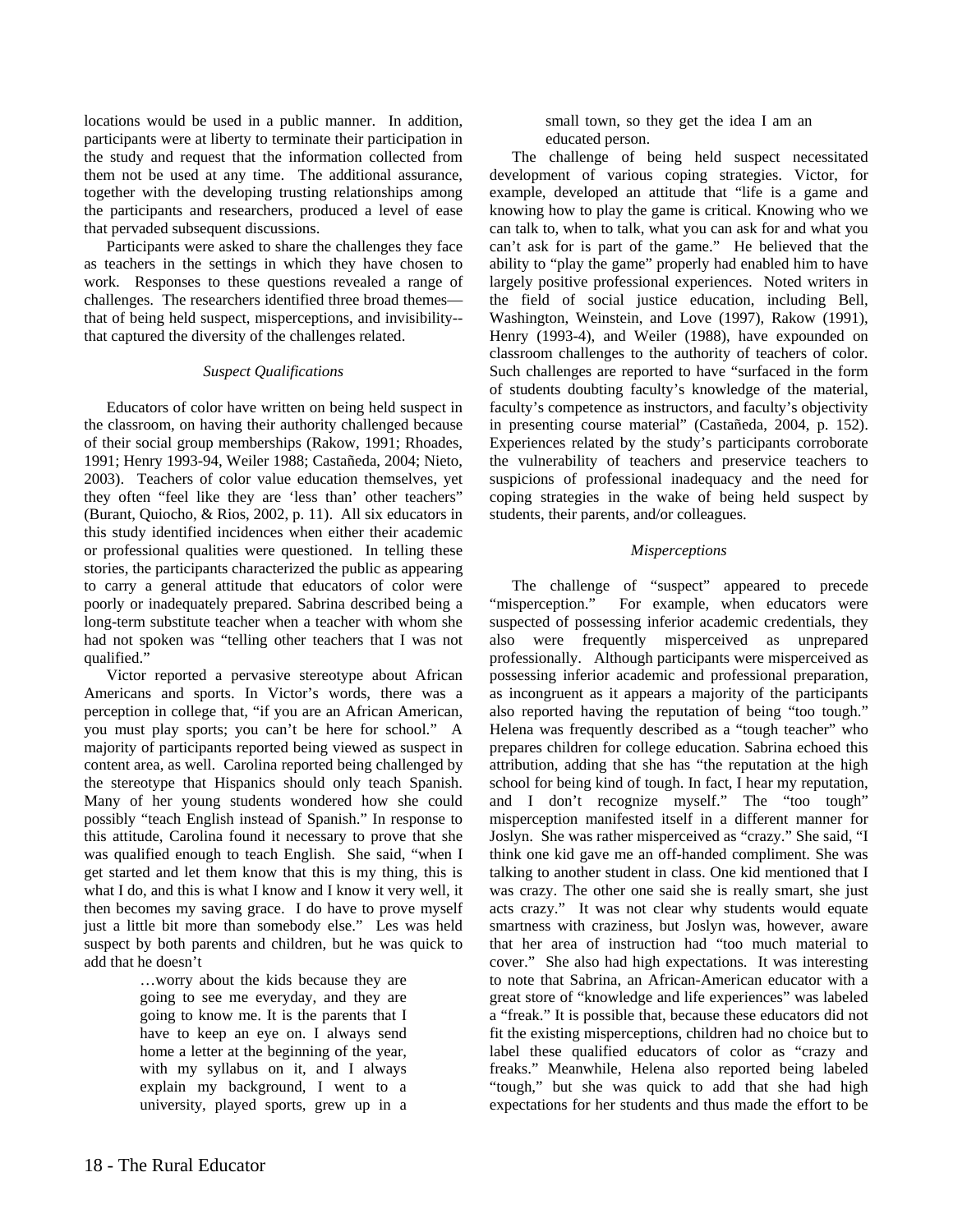locations would be used in a public manner. In addition, participants were at liberty to terminate their participation in the study and request that the information collected from them not be used at any time. The additional assurance, together with the developing trusting relationships among the participants and researchers, produced a level of ease that pervaded subsequent discussions.

Participants were asked to share the challenges they face as teachers in the settings in which they have chosen to work. Responses to these questions revealed a range of challenges. The researchers identified three broad themes—that of being held suspect, misperceptions, and invisibility--that captured the diversity of the challenges related.

### *Suspect Qualifications*

Educators of color have written on being held suspect in the classroom, on having their authority challenged because of their social group memberships (Rakow, 1991; Rhoades, 1991; Henry 1993-94, Weiler 1988; Castañeda, 2004; Nieto, 2003). Teachers of color value education themselves, yet they often "feel like they are 'less than' other teachers" (Burant, Quiocho, & Rios, 2002, p. 11). All six educators in this study identified incidences when either their academic or professional qualities were questioned. In telling these stories, the participants characterized the public as appearing to carry a general attitude that educators of color were poorly or inadequately prepared. Sabrina described being a long-term substitute teacher when a teacher with whom she had not spoken was "telling other teachers that I was not qualified."

Victor reported a pervasive stereotype about African Americans and sports. In Victor's words, there was a perception in college that, "if you are an African American, you must play sports; you can't be here for school." A majority of participants reported being viewed as suspect in content area, as well. Carolina reported being challenged by the stereotype that Hispanics should only teach Spanish. Many of her young students wondered how she could possibly "teach English instead of Spanish." In response to this attitude, Carolina found it necessary to prove that she was qualified enough to teach English. She said, "when I get started and let them know that this is my thing, this is what I do, and this is what I know and I know it very well, it then becomes my saving grace. I do have to prove myself just a little bit more than somebody else." Les was held suspect by both parents and children, but he was quick to add that he doesn't

> …worry about the kids because they are going to see me everyday, and they are going to know me. It is the parents that I have to keep an eye on. I always send home a letter at the beginning of the year, with my syllabus on it, and I always explain my background, I went to a university, played sports, grew up in a small town, so they get the idea I am an educated person.

The challenge of being held suspect necessitated development of various coping strategies. Victor, for example, developed an attitude that "life is a game and knowing how to play the game is critical. Knowing who we can talk to, when to talk, what you can ask for and what you can't ask for is part of the game." He believed that the ability to "play the game" properly had enabled him to have largely positive professional experiences. Noted writers in the field of social justice education, including Bell, Washington, Weinstein, and Love (1997), Rakow (1991), Henry (1993-4), and Weiler (1988), have expounded on classroom challenges to the authority of teachers of color. Such challenges are reported to have "surfaced in the form of students doubting faculty's knowledge of the material, faculty's competence as instructors, and faculty's objectivity in presenting course material" (Castañeda, 2004, p. 152). Experiences related by the study's participants corroborate the vulnerability of teachers and preservice teachers to suspicions of professional inadequacy and the need for coping strategies in the wake of being held suspect by students, their parents, and/or colleagues.

### *Misperceptions*

The challenge of "suspect" appeared to precede "misperception." For example, when educators were suspected of possessing inferior academic credentials, they also were frequently misperceived as unprepared professionally. Although participants were misperceived as possessing inferior academic and professional preparation, as incongruent as it appears a majority of the participants also reported having the reputation of being "too tough." Helena was frequently described as a "tough teacher" who prepares children for college education. Sabrina echoed this attribution, adding that she has "the reputation at the high school for being kind of tough. In fact, I hear my reputation, and I don't recognize myself." The "too tough" misperception manifested itself in a different manner for Joslyn. She was rather misperceived as "crazy." She said, "I think one kid gave me an off-handed compliment. She was talking to another student in class. One kid mentioned that I was crazy. The other one said she is really smart, she just acts crazy." It was not clear why students would equate smartness with craziness, but Joslyn was, however, aware that her area of instruction had "too much material to cover." She also had high expectations. It was interesting to note that Sabrina, an African-American educator with a great store of "knowledge and life experiences" was labeled a "freak." It is possible that, because these educators did not fit the existing misperceptions, children had no choice but to label these qualified educators of color as "crazy and freaks." Meanwhile, Helena also reported being labeled "tough," but she was quick to add that she had high expectations for her students and thus made the effort to be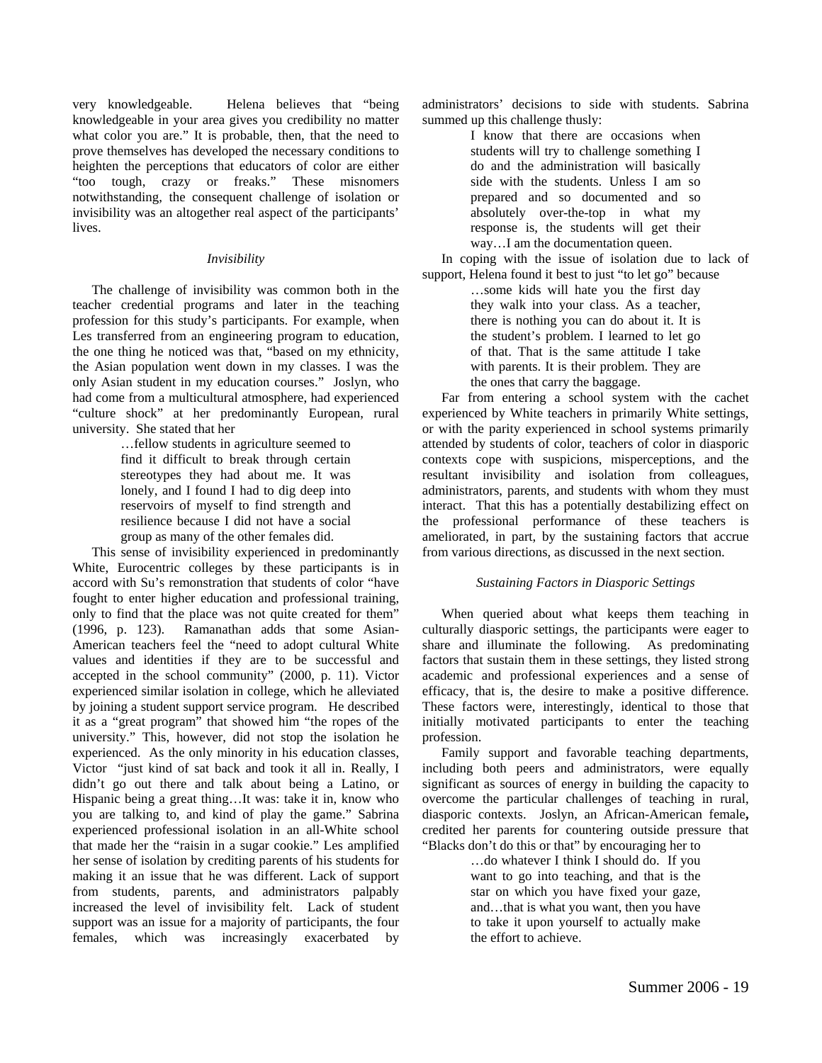very knowledgeable. Helena believes that "being knowledgeable in your area gives you credibility no matter what color you are." It is probable, then, that the need to prove themselves has developed the necessary conditions to heighten the perceptions that educators of color are either "too tough, crazy or freaks." These misnomers notwithstanding, the consequent challenge of isolation or invisibility was an altogether real aspect of the participants' lives.

### *Invisibility*

The challenge of invisibility was common both in the teacher credential programs and later in the teaching profession for this study's participants. For example, when Les transferred from an engineering program to education, the one thing he noticed was that, "based on my ethnicity, the Asian population went down in my classes. I was the only Asian student in my education courses." Joslyn, who had come from a multicultural atmosphere, had experienced "culture shock" at her predominantly European, rural university. She stated that her

> …fellow students in agriculture seemed to find it difficult to break through certain stereotypes they had about me. It was lonely, and I found I had to dig deep into reservoirs of myself to find strength and resilience because I did not have a social group as many of the other females did.

This sense of invisibility experienced in predominantly White, Eurocentric colleges by these participants is in accord with Su's remonstration that students of color "have fought to enter higher education and professional training, only to find that the place was not quite created for them" (1996, p. 123). Ramanathan adds that some Asian-American teachers feel the "need to adopt cultural White values and identities if they are to be successful and accepted in the school community" (2000, p. 11). Victor experienced similar isolation in college, which he alleviated by joining a student support service program. He described it as a "great program" that showed him "the ropes of the university." This, however, did not stop the isolation he experienced. As the only minority in his education classes, Victor "just kind of sat back and took it all in. Really, I didn't go out there and talk about being a Latino, or Hispanic being a great thing…It was: take it in, know who you are talking to, and kind of play the game." Sabrina experienced professional isolation in an all-White school that made her the "raisin in a sugar cookie." Les amplified her sense of isolation by crediting parents of his students for making it an issue that he was different. Lack of support from students, parents, and administrators palpably increased the level of invisibility felt. Lack of student support was an issue for a majority of participants, the four females, which was increasingly exacerbated by administrators' decisions to side with students. Sabrina summed up this challenge thusly:

> I know that there are occasions when students will try to challenge something I do and the administration will basically side with the students. Unless I am so prepared and so documented and so absolutely over-the-top in what my response is, the students will get their way…I am the documentation queen.

In coping with the issue of isolation due to lack of support, Helena found it best to just "to let go" because

> …some kids will hate you the first day they walk into your class. As a teacher, there is nothing you can do about it. It is the student's problem. I learned to let go of that. That is the same attitude I take with parents. It is their problem. They are the ones that carry the baggage.

Far from entering a school system with the cachet experienced by White teachers in primarily White settings, or with the parity experienced in school systems primarily attended by students of color, teachers of color in diasporic contexts cope with suspicions, misperceptions, and the resultant invisibility and isolation from colleagues, administrators, parents, and students with whom they must interact. That this has a potentially destabilizing effect on the professional performance of these teachers is ameliorated, in part, by the sustaining factors that accrue from various directions, as discussed in the next section.

### *Sustaining Factors in Diasporic Settings*

When queried about what keeps them teaching in culturally diasporic settings, the participants were eager to share and illuminate the following. As predominating factors that sustain them in these settings, they listed strong academic and professional experiences and a sense of efficacy, that is, the desire to make a positive difference. These factors were, interestingly, identical to those that initially motivated participants to enter the teaching profession.

Family support and favorable teaching departments, including both peers and administrators, were equally significant as sources of energy in building the capacity to overcome the particular challenges of teaching in rural, diasporic contexts. Joslyn, an African-American female**,** credited her parents for countering outside pressure that "Blacks don't do this or that" by encouraging her to

> …do whatever I think I should do. If you want to go into teaching, and that is the star on which you have fixed your gaze, and…that is what you want, then you have to take it upon yourself to actually make the effort to achieve.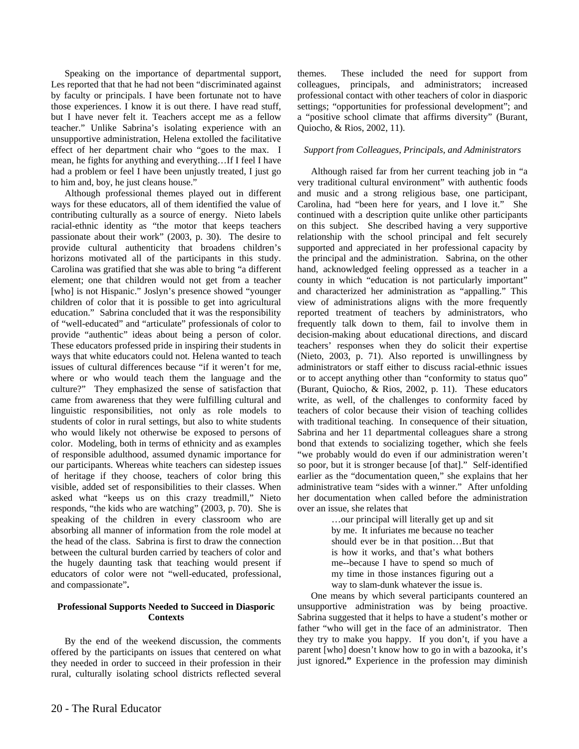Speaking on the importance of departmental support, Les reported that that he had not been "discriminated against by faculty or principals. I have been fortunate not to have those experiences. I know it is out there. I have read stuff, but I have never felt it. Teachers accept me as a fellow teacher." Unlike Sabrina's isolating experience with an unsupportive administration, Helena extolled the facilitative effect of her department chair who "goes to the max. I mean, he fights for anything and everything…If I feel I have had a problem or feel I have been unjustly treated, I just go to him and, boy, he just cleans house."

Although professional themes played out in different ways for these educators, all of them identified the value of contributing culturally as a source of energy. Nieto labels racial-ethnic identity as "the motor that keeps teachers passionate about their work" (2003, p. 30). The desire to provide cultural authenticity that broadens children's horizons motivated all of the participants in this study. Carolina was gratified that she was able to bring "a different element; one that children would not get from a teacher [who] is not Hispanic." Joslyn's presence showed "younger children of color that it is possible to get into agricultural education." Sabrina concluded that it was the responsibility of "well-educated" and "articulate" professionals of color to provide "authentic" ideas about being a person of color. These educators professed pride in inspiring their students in ways that white educators could not. Helena wanted to teach issues of cultural differences because "if it weren't for me, where or who would teach them the language and the culture?" They emphasized the sense of satisfaction that came from awareness that they were fulfilling cultural and linguistic responsibilities, not only as role models to students of color in rural settings, but also to white students who would likely not otherwise be exposed to persons of color. Modeling, both in terms of ethnicity and as examples of responsible adulthood, assumed dynamic importance for our participants. Whereas white teachers can sidestep issues of heritage if they choose, teachers of color bring this visible, added set of responsibilities to their classes. When asked what "keeps us on this crazy treadmill," Nieto responds, "the kids who are watching" (2003, p. 70). She is speaking of the children in every classroom who are absorbing all manner of information from the role model at the head of the class. Sabrina is first to draw the connection between the cultural burden carried by teachers of color and the hugely daunting task that teaching would present if educators of color were not "well-educated, professional, and compassionate"**.**

**Professional Supports Needed to Succeed in Diasporic Contexts**

By the end of the weekend discussion, the comments offered by the participants on issues that centered on what they needed in order to succeed in their profession in their rural, culturally isolating school districts reflected several themes. These included the need for support from colleagues, principals, and administrators; increased professional contact with other teachers of color in diasporic settings; "opportunities for professional development"; and a "positive school climate that affirms diversity" (Burant, Quiocho, & Rios, 2002, 11).

*Support from Colleagues, Principals, and Administrators*

Although raised far from her current teaching job in "a very traditional cultural environment" with authentic foods and music and a strong religious base, one participant, Carolina, had "been here for years, and I love it." She continued with a description quite unlike other participants on this subject. She described having a very supportive relationship with the school principal and felt securely supported and appreciated in her professional capacity by the principal and the administration. Sabrina, on the other hand, acknowledged feeling oppressed as a teacher in a county in which "education is not particularly important" and characterized her administration as "appalling." This view of administrations aligns with the more frequently reported treatment of teachers by administrators, who frequently talk down to them, fail to involve them in decision-making about educational directions, and discard teachers' responses when they do solicit their expertise (Nieto, 2003, p. 71). Also reported is unwillingness by administrators or staff either to discuss racial-ethnic issues or to accept anything other than "conformity to status quo" (Burant, Quiocho, & Rios, 2002, p. 11). These educators write, as well, of the challenges to conformity faced by teachers of color because their vision of teaching collides with traditional teaching. In consequence of their situation, Sabrina and her 11 departmental colleagues share a strong bond that extends to socializing together, which she feels "we probably would do even if our administration weren't so poor, but it is stronger because [of that]." Self-identified earlier as the "documentation queen," she explains that her administrative team "sides with a winner." After unfolding her documentation when called before the administration over an issue, she relates that

> …our principal will literally get up and sit by me. It infuriates me because no teacher should ever be in that position…But that is how it works, and that's what bothers me--because I have to spend so much of my time in those instances figuring out a way to slam-dunk whatever the issue is.

One means by which several participants countered an unsupportive administration was by being proactive. Sabrina suggested that it helps to have a student's mother or father "who will get in the face of an administrator. Then they try to make you happy. If you don't, if you have a parent [who] doesn't know how to go in with a bazooka, it's just ignored**."** Experience in the profession may diminish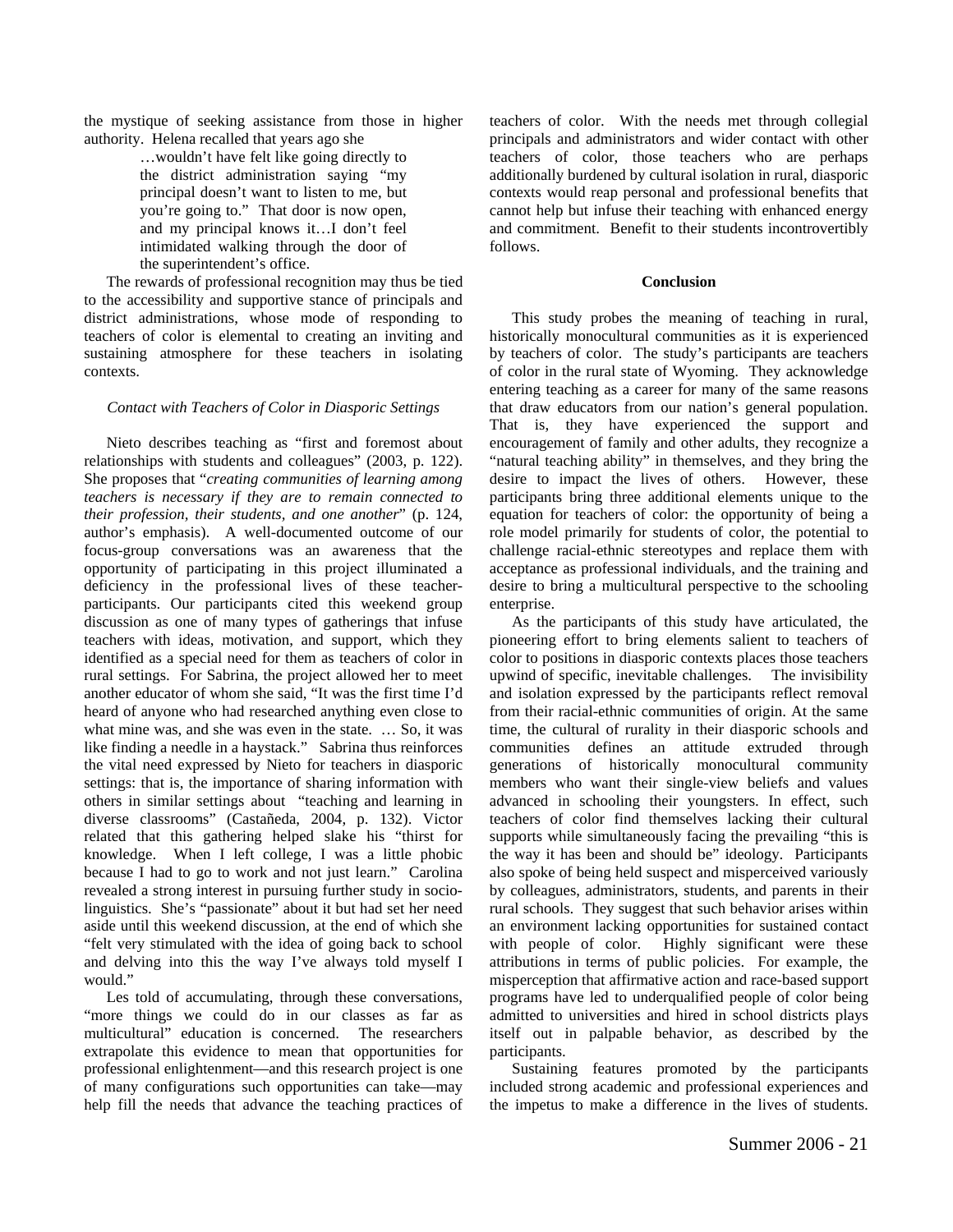the mystique of seeking assistance from those in higher authority. Helena recalled that years ago she

> …wouldn't have felt like going directly to the district administration saying "my principal doesn't want to listen to me, but you're going to." That door is now open, and my principal knows it…I don't feel intimidated walking through the door of the superintendent's office.

The rewards of professional recognition may thus be tied to the accessibility and supportive stance of principals and district administrations, whose mode of responding to teachers of color is elemental to creating an inviting and sustaining atmosphere for these teachers in isolating contexts.

*Contact with Teachers of Color in Diasporic Settings*

Nieto describes teaching as "first and foremost about relationships with students and colleagues" (2003, p. 122). She proposes that "*creating communities of learning among teachers is necessary if they are to remain connected to their profession, their students, and one another*" (p. 124, author's emphasis). A well-documented outcome of our focus-group conversations was an awareness that the opportunity of participating in this project illuminated a deficiency in the professional lives of these teacher-participants. Our participants cited this weekend group discussion as one of many types of gatherings that infuse teachers with ideas, motivation, and support, which they identified as a special need for them as teachers of color in rural settings. For Sabrina, the project allowed her to meet another educator of whom she said, "It was the first time I'd heard of anyone who had researched anything even close to what mine was, and she was even in the state. … So, it was like finding a needle in a haystack." Sabrina thus reinforces the vital need expressed by Nieto for teachers in diasporic settings: that is, the importance of sharing information with others in similar settings about "teaching and learning in diverse classrooms" (Castañeda, 2004, p. 132). Victor related that this gathering helped slake his "thirst for knowledge. When I left college, I was a little phobic because I had to go to work and not just learn." Carolina revealed a strong interest in pursuing further study in socio-linguistics. She's "passionate" about it but had set her need aside until this weekend discussion, at the end of which she "felt very stimulated with the idea of going back to school and delving into this the way I've always told myself I would."

Les told of accumulating, through these conversations, "more things we could do in our classes as far as multicultural" education is concerned. The researchers extrapolate this evidence to mean that opportunities for professional enlightenment—and this research project is one of many configurations such opportunities can take—may help fill the needs that advance the teaching practices of teachers of color. With the needs met through collegial principals and administrators and wider contact with other teachers of color, those teachers who are perhaps additionally burdened by cultural isolation in rural, diasporic contexts would reap personal and professional benefits that cannot help but infuse their teaching with enhanced energy and commitment. Benefit to their students incontrovertibly follows.

## Conclusion

This study probes the meaning of teaching in rural, historically monocultural communities as it is experienced by teachers of color. The study's participants are teachers of color in the rural state of Wyoming. They acknowledge entering teaching as a career for many of the same reasons that draw educators from our nation's general population. That is, they have experienced the support and encouragement of family and other adults, they recognize a "natural teaching ability" in themselves, and they bring the desire to impact the lives of others. However, these participants bring three additional elements unique to the equation for teachers of color: the opportunity of being a role model primarily for students of color, the potential to challenge racial-ethnic stereotypes and replace them with acceptance as professional individuals, and the training and desire to bring a multicultural perspective to the schooling enterprise.

As the participants of this study have articulated, the pioneering effort to bring elements salient to teachers of color to positions in diasporic contexts places those teachers upwind of specific, inevitable challenges. The invisibility and isolation expressed by the participants reflect removal from their racial-ethnic communities of origin. At the same time, the cultural of rurality in their diasporic schools and communities defines an attitude extruded through generations of historically monocultural community members who want their single-view beliefs and values advanced in schooling their youngsters. In effect, such teachers of color find themselves lacking their cultural supports while simultaneously facing the prevailing "this is the way it has been and should be" ideology. Participants also spoke of being held suspect and misperceived variously by colleagues, administrators, students, and parents in their rural schools. They suggest that such behavior arises within an environment lacking opportunities for sustained contact with people of color. Highly significant were these attributions in terms of public policies. For example, the misperception that affirmative action and race-based support programs have led to underqualified people of color being admitted to universities and hired in school districts plays itself out in palpable behavior, as described by the participants.

Sustaining features promoted by the participants included strong academic and professional experiences and the impetus to make a difference in the lives of students.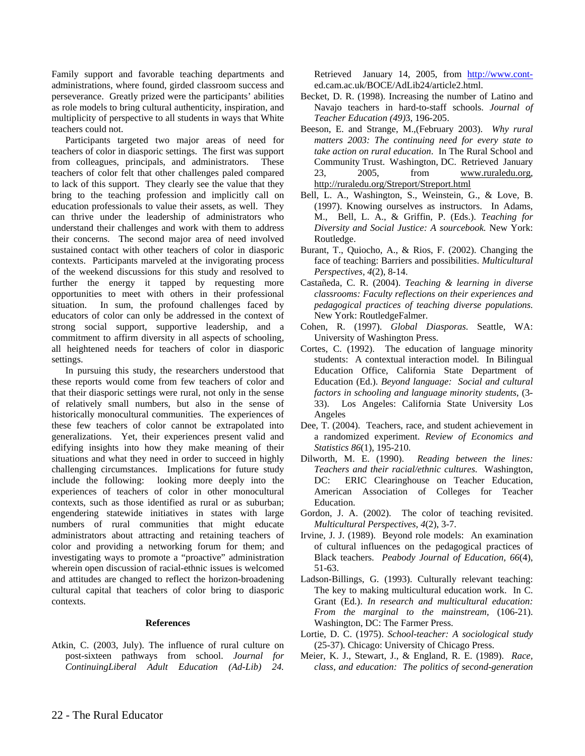Family support and favorable teaching departments and administrations, where found, girded classroom success and perseverance. Greatly prized were the participants' abilities as role models to bring cultural authenticity, inspiration, and multiplicity of perspective to all students in ways that White teachers could not.

Participants targeted two major areas of need for teachers of color in diasporic settings. The first was support from colleagues, principals, and administrators. These teachers of color felt that other challenges paled compared to lack of this support. They clearly see the value that they bring to the teaching profession and implicitly call on education professionals to value their assets, as well. They can thrive under the leadership of administrators who understand their challenges and work with them to address their concerns. The second major area of need involved sustained contact with other teachers of color in diasporic contexts. Participants marveled at the invigorating process of the weekend discussions for this study and resolved to further the energy it tapped by requesting more opportunities to meet with others in their professional situation. In sum, the profound challenges faced by educators of color can only be addressed in the context of strong social support, supportive leadership, and a commitment to affirm diversity in all aspects of schooling, all heightened needs for teachers of color in diasporic settings.

In pursuing this study, the researchers understood that these reports would come from few teachers of color and that their diasporic settings were rural, not only in the sense of relatively small numbers, but also in the sense of historically monocultural communities. The experiences of these few teachers of color cannot be extrapolated into generalizations. Yet, their experiences present valid and edifying insights into how they make meaning of their situations and what they need in order to succeed in highly challenging circumstances. Implications for future study include the following: looking more deeply into the experiences of teachers of color in other monocultural contexts, such as those identified as rural or as suburban; engendering statewide initiatives in states with large numbers of rural communities that might educate administrators about attracting and retaining teachers of color and providing a networking forum for them; and investigating ways to promote a "proactive" administration wherein open discussion of racial-ethnic issues is welcomed and attitudes are changed to reflect the horizon-broadening cultural capital that teachers of color bring to diasporic contexts.

## References

Atkin, C. (2003, July). The influence of rural culture on post-sixteen pathways from school. *Journal for ContinuingLiberal Adult Education (Ad-Lib) 24.* Retrieved January 14, 2005, from http://www.cont-ed.cam.ac.uk/BOCE/AdLib24/article2.html.

Becket, D. R. (1998). Increasing the number of Latino and Navajo teachers in hard-to-staff schools. *Journal of Teacher Education (49)*3, 196-205.

Beeson, E. and Strange, M.,(February 2003). *Why rural matters 2003: The continuing need for every state to take action on rural education*. In The Rural School and Community Trust. Washington, DC. Retrieved January 23, 2005, from www.ruraledu.org, http://ruraledu.org/Streport/Streport.html

Bell, L. A., Washington, S., Weinstein, G., & Love, B. (1997). Knowing ourselves as instructors. In Adams, M., Bell, L. A., & Griffin, P. (Eds.). *Teaching for Diversity and Social Justice: A sourcebook.* New York: Routledge.

Burant, T., Quiocho, A., & Rios, F. (2002). Changing the face of teaching: Barriers and possibilities. *Multicultural Perspectives, 4*(2), 8-14.

Castañeda, C. R. (2004). *Teaching & learning in diverse classrooms: Faculty reflections on their experiences and pedagogical practices of teaching diverse populations.* New York: RoutledgeFalmer.

Cohen, R. (1997). *Global Diasporas.* Seattle, WA: University of Washington Press.

Cortes, C. (1992). The education of language minority students: A contextual interaction model. In Bilingual Education Office, California State Department of Education (Ed.). *Beyond language: Social and cultural factors in schooling and language minority students*, (3-33). Los Angeles: California State University Los Angeles

Dee, T. (2004). Teachers, race, and student achievement in a randomized experiment. *Review of Economics and Statistics 86*(1), 195-210.

Dilworth, M. E. (1990). *Reading between the lines: Teachers and their racial/ethnic cultures.* Washington, DC: ERIC Clearinghouse on Teacher Education, American Association of Colleges for Teacher Education.

Gordon, J. A. (2002). The color of teaching revisited. *Multicultural Perspectives, 4*(2), 3-7.

Irvine, J. J. (1989). Beyond role models: An examination of cultural influences on the pedagogical practices of Black teachers. *Peabody Journal of Education, 66*(4), 51-63.

Ladson-Billings, G. (1993). Culturally relevant teaching: The key to making multicultural education work. In C. Grant (Ed.). *In research and multicultural education: From the marginal to the mainstream,* (106-21). Washington, DC: The Farmer Press.

Lortie, D. C. (1975). *School-teacher: A sociological study* (25-37). Chicago: University of Chicago Press.

Meier, K. J., Stewart, J., & England, R. E. (1989). *Race, class, and education: The politics of second-generation*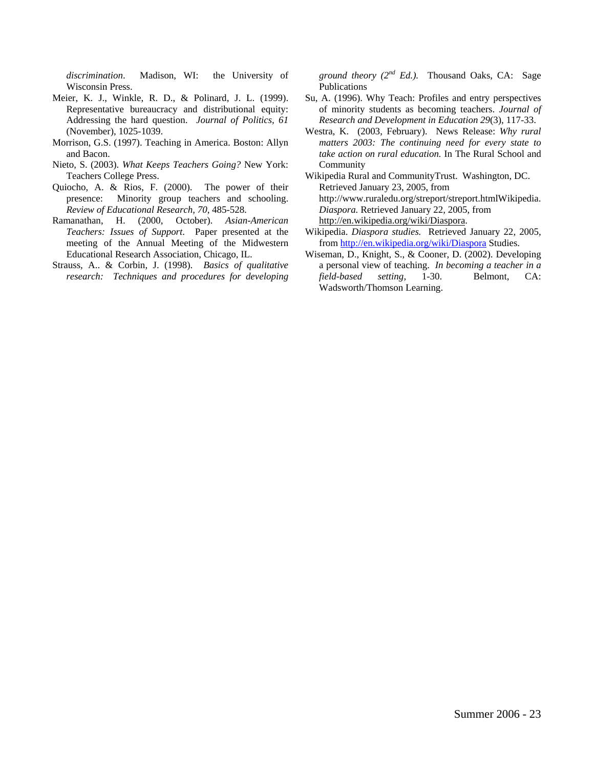*discrimination*. Madison, WI: the University of Wisconsin Press.

Meier, K. J., Winkle, R. D., & Polinard, J. L. (1999). Representative bureaucracy and distributional equity: Addressing the hard question. *Journal of Politics, 61* (November), 1025-1039.

Morrison, G.S. (1997). Teaching in America. Boston: Allyn and Bacon.

Nieto, S. (2003). *What Keeps Teachers Going?* New York: Teachers College Press.

Quiocho, A. & Rios, F. (2000). The power of their presence: Minority group teachers and schooling. *Review of Educational Research, 70*, 485-528.

Ramanathan, H. (2000, October). *Asian-American Teachers: Issues of Support*. Paper presented at the meeting of the Annual Meeting of the Midwestern Educational Research Association, Chicago, IL.

Strauss, A.. & Corbin, J. (1998). *Basics of qualitative research: Techniques and procedures for developing ground theory (2nd Ed.).* Thousand Oaks, CA: Sage Publications

Su, A. (1996). Why Teach: Profiles and entry perspectives of minority students as becoming teachers. *Journal of Research and Development in Education 29*(3), 117-33.

Westra, K. (2003, February). News Release: *Why rural matters 2003: The continuing need for every state to take action on rural education.* In The Rural School and Community

Wikipedia Rural and CommunityTrust. Washington, DC. Retrieved January 23, 2005, from http://www.ruraledu.org/streport/streport.htmlWikipedia. *Diaspora.* Retrieved January 22, 2005, from http://en.wikipedia.org/wiki/Diaspora.

Wikipedia. *Diaspora studies.* Retrieved January 22, 2005, from http://en.wikipedia.org/wiki/Diaspora Studies.

Wiseman, D., Knight, S., & Cooner, D. (2002). Developing a personal view of teaching. *In becoming a teacher in a field-based setting,* 1-30. Belmont, CA: Wadsworth/Thomson Learning.